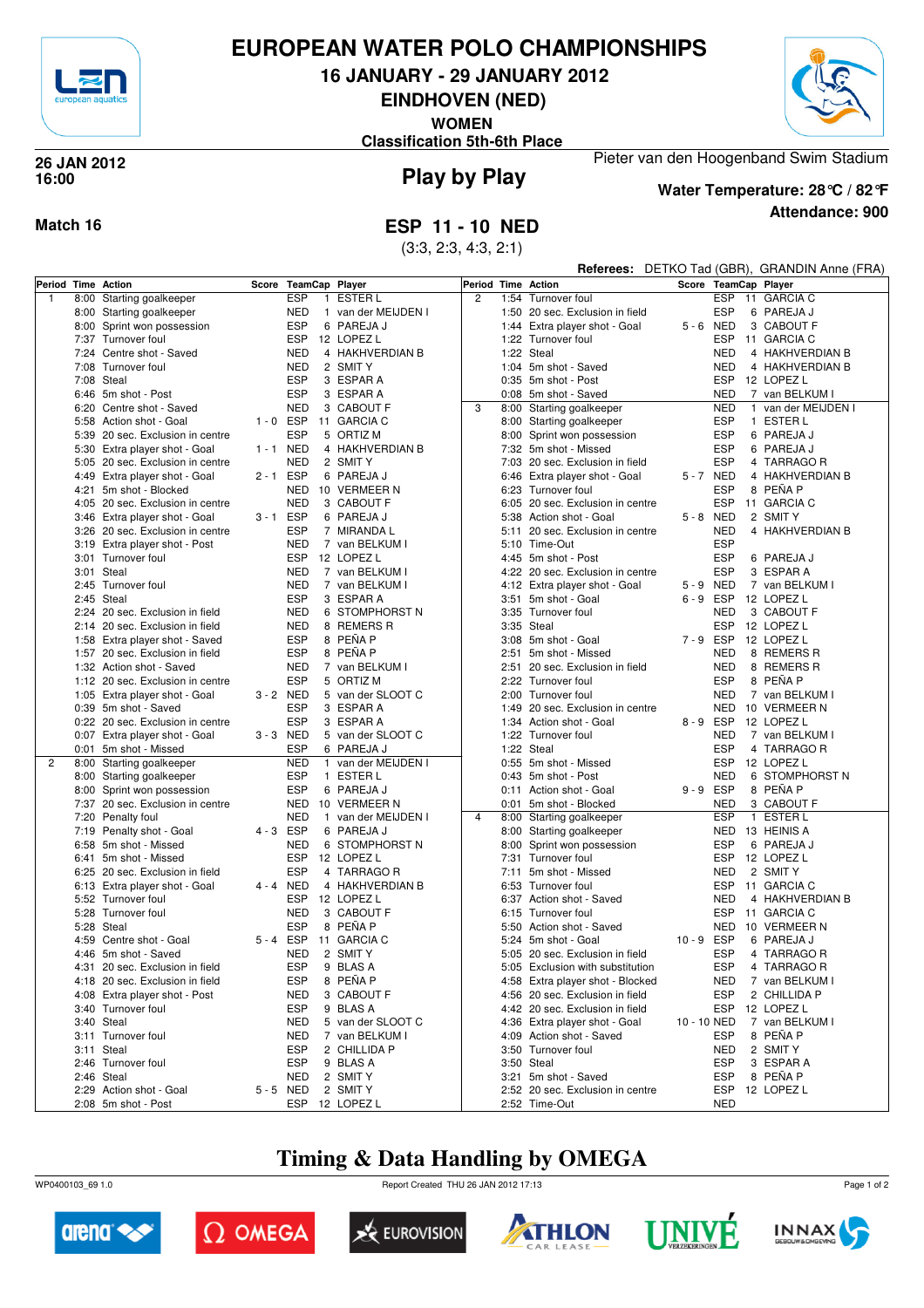# EUROPEAN WATER POLO CHAMPIONSHIPS

## 16 JANUARY - 29 JANUARY 2012

## EINDHOVEN (NED)

### WOMEN

### Classification 5th-6th Place

**26 JAN 2012**
**16:00**

## Play by Play

Pieter van den Hoogenband Swim Stadium

**Water Temperature: 28℃ / 82℉**

**Attendance: 900**

**Match 16**

## ESP 11 - 10 NED

(3:3, 2:3, 4:3, 2:1)

**Referees:** DETKO Tad (GBR), GRANDIN Anne (FRA)

| Period | Time | Action | Score | TeamCap | | Player |
|---|---|---|---|---|---|---|
| 1 | 8:00 | Starting goalkeeper | | ESP | 1 | ESTER L |
| | 8:00 | Starting goalkeeper | | NED | 1 | van der MEIJDEN I |
| | 8:00 | Sprint won possession | | ESP | 6 | PAREJA J |
| | 7:37 | Turnover foul | | ESP | 12 | LOPEZ L |
| | 7:24 | Centre shot - Saved | | NED | 4 | HAKHVERDIAN B |
| | 7:08 | Turnover foul | | NED | 2 | SMIT Y |
| | 7:08 | Steal | | ESP | 3 | ESPAR A |
| | 6:46 | 5m shot - Post | | ESP | 3 | ESPAR A |
| | 6:20 | Centre shot - Saved | | NED | 3 | CABOUT F |
| | 5:58 | Action shot - Goal | 1 - 0 | ESP | 11 | GARCIA C |
| | 5:39 | 20 sec. Exclusion in centre | | ESP | 5 | ORTIZ M |
| | 5:30 | Extra player shot - Goal | 1 - 1 | NED | 4 | HAKHVERDIAN B |
| | 5:05 | 20 sec. Exclusion in centre | | NED | 2 | SMIT Y |
| | 4:49 | Extra player shot - Goal | 2 - 1 | ESP | 6 | PAREJA J |
| | 4:21 | 5m shot - Blocked | | NED | 10 | VERMEER N |
| | 4:05 | 20 sec. Exclusion in centre | | NED | 3 | CABOUT F |
| | 3:46 | Extra player shot - Goal | 3 - 1 | ESP | 6 | PAREJA J |
| | 3:26 | 20 sec. Exclusion in centre | | ESP | 7 | MIRANDA L |
| | 3:19 | Extra player shot - Post | | NED | 7 | van BELKUM I |
| | 3:01 | Turnover foul | | ESP | 12 | LOPEZ L |
| | 3:01 | Steal | | NED | 7 | van BELKUM I |
| | 2:45 | Turnover foul | | NED | 7 | van BELKUM I |
| | 2:45 | Steal | | ESP | 3 | ESPAR A |
| | 2:24 | 20 sec. Exclusion in field | | NED | 6 | STOMPHORST N |
| | 2:14 | 20 sec. Exclusion in field | | NED | 8 | REMERS R |
| | 1:58 | Extra player shot - Saved | | ESP | 8 | PEÑA P |
| | 1:57 | 20 sec. Exclusion in field | | ESP | 8 | PEÑA P |
| | 1:32 | Action shot - Saved | | NED | 7 | van BELKUM I |
| | 1:12 | 20 sec. Exclusion in centre | | ESP | 5 | ORTIZ M |
| | 1:05 | Extra player shot - Goal | 3 - 2 | NED | 5 | van der SLOOT C |
| | 0:39 | 5m shot - Saved | | ESP | 3 | ESPAR A |
| | 0:22 | 20 sec. Exclusion in centre | | ESP | 3 | ESPAR A |
| | 0:07 | Extra player shot - Goal | 3 - 3 | NED | 5 | van der SLOOT C |
| | 0:01 | 5m shot - Missed | | ESP | 6 | PAREJA J |
| 2 | 8:00 | Starting goalkeeper | | NED | 1 | van der MEIJDEN I |
| | 8:00 | Starting goalkeeper | | ESP | 1 | ESTER L |
| | 8:00 | Sprint won possession | | ESP | 6 | PAREJA J |
| | 7:37 | 20 sec. Exclusion in centre | | NED | 10 | VERMEER N |
| | 7:20 | Penalty foul | | NED | 1 | van der MEIJDEN I |
| | 7:19 | Penalty shot - Goal | 4 - 3 | ESP | 6 | PAREJA J |
| | 6:58 | 5m shot - Missed | | NED | 6 | STOMPHORST N |
| | 6:41 | 5m shot - Missed | | ESP | 12 | LOPEZ L |
| | 6:25 | 20 sec. Exclusion in field | | ESP | 4 | TARRAGO R |
| | 6:13 | Extra player shot - Goal | 4 - 4 | NED | 4 | HAKHVERDIAN B |
| | 5:52 | Turnover foul | | ESP | 12 | LOPEZ L |
| | 5:28 | Turnover foul | | NED | 3 | CABOUT F |
| | 5:28 | Steal | | ESP | 8 | PEÑA P |
| | 4:59 | Centre shot - Goal | 5 - 4 | ESP | 11 | GARCIA C |
| | 4:46 | 5m shot - Saved | | NED | 2 | SMIT Y |
| | 4:31 | 20 sec. Exclusion in field | | ESP | 9 | BLAS A |
| | 4:18 | 20 sec. Exclusion in field | | ESP | 8 | PEÑA P |
| | 4:08 | Extra player shot - Post | | NED | 3 | CABOUT F |
| | 3:40 | Turnover foul | | ESP | 9 | BLAS A |
| | 3:40 | Steal | | NED | 5 | van der SLOOT C |
| | 3:11 | Turnover foul | | NED | 7 | van BELKUM I |
| | 3:11 | Steal | | ESP | 2 | CHILLIDA P |
| | 2:46 | Turnover foul | | ESP | 9 | BLAS A |
| | 2:46 | Steal | | NED | 2 | SMIT Y |
| | 2:29 | Action shot - Goal | 5 - 5 | NED | 2 | SMIT Y |
| | 2:08 | 5m shot - Post | | ESP | 12 | LOPEZ L |
| 2 | 1:54 | Turnover foul | | ESP | 11 | GARCIA C |
| | 1:50 | 20 sec. Exclusion in field | | ESP | 6 | PAREJA J |
| | 1:44 | Extra player shot - Goal | 5 - 6 | NED | 3 | CABOUT F |
| | 1:22 | Turnover foul | | ESP | 11 | GARCIA C |
| | 1:22 | Steal | | NED | 4 | HAKHVERDIAN B |
| | 1:04 | 5m shot - Saved | | NED | 4 | HAKHVERDIAN B |
| | 0:35 | 5m shot - Post | | ESP | 12 | LOPEZ L |
| | 0:08 | 5m shot - Saved | | NED | 7 | van BELKUM I |
| 3 | 8:00 | Starting goalkeeper | | NED | 1 | van der MEIJDEN I |
| | 8:00 | Starting goalkeeper | | ESP | 1 | ESTER L |
| | 8:00 | Sprint won possession | | ESP | 6 | PAREJA J |
| | 7:32 | 5m shot - Saved | | ESP | 6 | PAREJA J |
| | 7:03 | 20 sec. Exclusion in field | | ESP | 4 | TARRAGO R |
| | 6:46 | Extra player shot - Goal | 5 - 7 | NED | 4 | HAKHVERDIAN B |
| | 6:23 | Turnover foul | | ESP | 8 | PEÑA P |
| | 6:05 | 20 sec. Exclusion in centre | | ESP | 11 | GARCIA C |
| | 5:38 | Action shot - Goal | 5 - 8 | NED | 2 | SMIT Y |
| | 5:11 | 20 sec. Exclusion in centre | | NED | 4 | HAKHVERDIAN B |
| | 5:10 | Time-Out | | ESP | | |
| | 4:45 | 5m shot - Post | | ESP | 6 | PAREJA J |
| | 4:22 | 20 sec. Exclusion in centre | | ESP | 3 | ESPAR A |
| | 4:12 | Extra player shot - Goal | 5 - 9 | NED | 7 | van BELKUM I |
| | 3:51 | 5m shot - Goal | 6 - 9 | ESP | 12 | LOPEZ L |
| | 3:35 | Turnover foul | | NED | 3 | CABOUT F |
| | 3:35 | Steal | | ESP | 12 | LOPEZ L |
| | 3:08 | 5m shot - Goal | 7 - 9 | ESP | 12 | LOPEZ L |
| | 2:51 | 5m shot - Missed | | NED | 8 | REMERS R |
| | 2:51 | 20 sec. Exclusion in field | | NED | 8 | REMERS R |
| | 2:22 | Turnover foul | | ESP | 8 | PEÑA P |
| | 2:00 | Turnover foul | | NED | 7 | van BELKUM I |
| | 1:49 | 20 sec. Exclusion in centre | | NED | 10 | VERMEER N |
| | 1:34 | Action shot - Goal | 8 - 9 | ESP | 12 | LOPEZ L |
| | 1:22 | Turnover foul | | NED | 7 | van BELKUM I |
| | 1:22 | Steal | | ESP | 4 | TARRAGO R |
| | 0:55 | 5m shot - Missed | | ESP | 12 | LOPEZ L |
| | 0:43 | 5m shot - Post | | NED | 6 | STOMPHORST N |
| | 0:11 | Action shot - Goal | 9 - 9 | ESP | 8 | PEÑA P |
| | 0:01 | 5m shot - Blocked | | NED | 3 | CABOUT F |
| 4 | 8:00 | Starting goalkeeper | | ESP | 1 | ESTER L |
| | 8:00 | Starting goalkeeper | | NED | 13 | HEINIS A |
| | 8:00 | Sprint won possession | | ESP | 6 | PAREJA J |
| | 7:31 | Turnover foul | | ESP | 12 | LOPEZ L |
| | 7:11 | 5m shot - Missed | | NED | 2 | SMIT Y |
| | 6:53 | Turnover foul | | ESP | 11 | GARCIA C |
| | 6:37 | Action shot - Saved | | NED | 4 | HAKHVERDIAN B |
| | 6:15 | Turnover foul | | ESP | 11 | GARCIA C |
| | 5:50 | Action shot - Saved | | NED | 10 | VERMEER N |
| | 5:24 | 5m shot - Goal | 10 - 9 | ESP | 6 | PAREJA J |
| | 5:05 | 20 sec. Exclusion in field | | ESP | 4 | TARRAGO R |
| | 5:05 | Exclusion with substitution | | ESP | 4 | TARRAGO R |
| | 4:58 | Extra player shot - Blocked | | NED | 7 | van BELKUM I |
| | 4:56 | 20 sec. Exclusion in field | | ESP | 2 | CHILLIDA P |
| | 4:42 | 20 sec. Exclusion in field | | ESP | 12 | LOPEZ L |
| | 4:36 | Extra player shot - Goal | 10 - 10 | NED | 7 | van BELKUM I |
| | 4:09 | Action shot - Saved | | ESP | 8 | PEÑA P |
| | 3:50 | Turnover foul | | NED | 2 | SMIT Y |
| | 3:50 | Steal | | ESP | 3 | ESPAR A |
| | 3:21 | 5m shot - Saved | | ESP | 8 | PEÑA P |
| | 2:52 | 20 sec. Exclusion in centre | | ESP | 12 | LOPEZ L |
| | 2:52 | Time-Out | | NED | | |

## Timing & Data Handling by OMEGA

WP0400103_69 1.0 Report Created THU 26 JAN 2012 17:13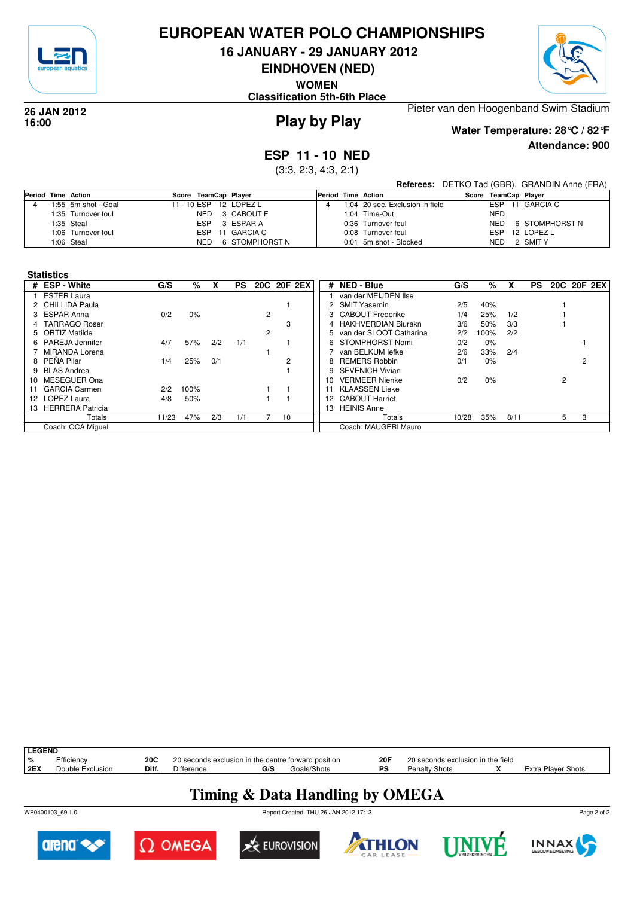# EUROPEAN WATER POLO CHAMPIONSHIPS

**16 JANUARY - 29 JANUARY 2012**

**EINDHOVEN (NED)**

**WOMEN**

**Classification 5th-6th Place**

**26 JAN 2012**
**16:00**

## Play by Play

Pieter van den Hoogenband Swim Stadium

**Water Temperature: 28°C / 82°F**

**Attendance: 900**

### ESP 11 - 10 NED

(3:3, 2:3, 4:3, 2:1)

**Referees:** DETKO Tad (GBR), GRANDIN Anne (FRA)

| Period | Time | Action | Score | TeamCap | Player |
|---|---|---|---|---|---|
| 4 | 1:55 | 5m shot - Goal | 11 - 10 | ESP 12 | LOPEZ L |
| | 1:35 | Turnover foul | | NED 3 | CABOUT F |
| | 1:35 | Steal | | ESP 3 | ESPAR A |
| | 1:06 | Turnover foul | | ESP 11 | GARCIA C |
| | 1:06 | Steal | | NED 6 | STOMPHORST N |
| 4 | 1:04 | 20 sec. Exclusion in field | | ESP 11 | GARCIA C |
| | 1:04 | Time-Out | | NED | |
| | 0:36 | Turnover foul | | NED 6 | STOMPHORST N |
| | 0:08 | Turnover foul | | ESP 12 | LOPEZ L |
| | 0:01 | 5m shot - Blocked | | NED 2 | SMIT Y |

**Statistics**

| # | ESP - White | G/S | % | X | PS | 20C | 20F | 2EX |
|---|---|---|---|---|---|---|---|---|
| 1 | ESTER Laura | | | | | | | |
| 2 | CHILLIDA Paula | | | | | | 1 | |
| 3 | ESPAR Anna | 0/2 | 0% | | | 2 | | |
| 4 | TARRAGO Roser | | | | | | 3 | |
| 5 | ORTIZ Matilde | | | | | 2 | | |
| 6 | PAREJA Jennifer | 4/7 | 57% | 2/2 | 1/1 | | 1 | |
| 7 | MIRANDA Lorena | | | | | 1 | | |
| 8 | PEÑA Pilar | 1/4 | 25% | 0/1 | | | 2 | |
| 9 | BLAS Andrea | | | | | | 1 | |
| 10 | MESEGUER Ona | | | | | | | |
| 11 | GARCIA Carmen | 2/2 | 100% | | | 1 | 1 | |
| 12 | LOPEZ Laura | 4/8 | 50% | | | 1 | 1 | |
| 13 | HERRERA Patricia | | | | | | | |
| | Totals | 11/23 | 47% | 2/3 | 1/1 | 7 | 10 | |
| | Coach: OCA Miguel | | | | | | | |

| # | NED - Blue | G/S | % | X | PS | 20C | 20F | 2EX |
|---|---|---|---|---|---|---|---|---|
| 1 | van der MEIJDEN Ilse | | | | | | | |
| 2 | SMIT Yasemin | 2/5 | 40% | | | 1 | | |
| 3 | CABOUT Frederike | 1/4 | 25% | 1/2 | | 1 | | |
| 4 | HAKHVERDIAN Biurakn | 3/6 | 50% | 3/3 | | 1 | | |
| 5 | van der SLOOT Catharina | 2/2 | 100% | 2/2 | | | | |
| 6 | STOMPHORST Nomi | 0/2 | 0% | | | | 1 | |
| 7 | van BELKUM Iefke | 2/6 | 33% | 2/4 | | | | |
| 8 | REMERS Robbin | 0/1 | 0% | | | | 2 | |
| 9 | SEVENICH Vivian | | | | | | | |
| 10 | VERMEER Nienke | 0/2 | 0% | | | 2 | | |
| 11 | KLAASSEN Lieke | | | | | | | |
| 12 | CABOUT Harriet | | | | | | | |
| 13 | HEINIS Anne | | | | | | | |
| | Totals | 10/28 | 35% | 8/11 | | 5 | 3 | |
| | Coach: MAUGERI Mauro | | | | | | | |

**LEGEND**

| | | | | | | | |
|---|---|---|---|---|---|---|---|
| % | Efficiency | 20C | 20 seconds exclusion in the centre forward position | | 20F | 20 seconds exclusion in the field | |
| 2EX | Double Exclusion | Diff. | Difference | G/S Goals/Shots | PS | Penalty Shots | X Extra Player Shots |

**Timing & Data Handling by OMEGA**

WP0400103_69 1.0 Report Created THU 26 JAN 2012 17:13